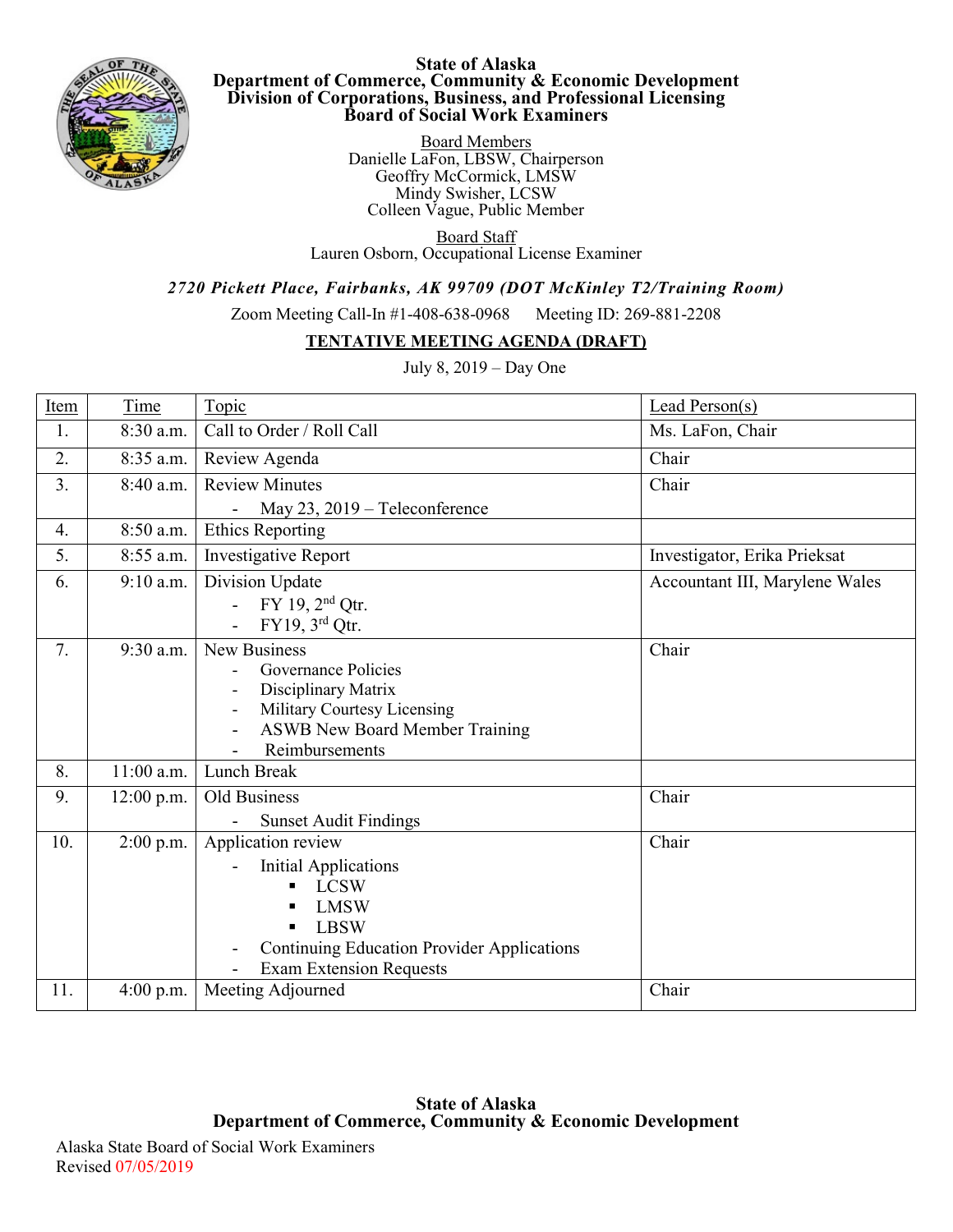**State of Alaska**
**Department of Commerce, Community & Economic Development**
**Division of Corporations, Business, and Professional Licensing**
**Board of Social Work Examiners**

Board Members
Danielle LaFon, LBSW, Chairperson
Geoffry McCormick, LMSW
Mindy Swisher, LCSW
Colleen Vague, Public Member

Board Staff
Lauren Osborn, Occupational License Examiner

***2720 Pickett Place, Fairbanks, AK 99709 (DOT McKinley T2/Training Room)***

Zoom Meeting Call-In #1-408-638-0968 Meeting ID: 269-881-2208

**TENTATIVE MEETING AGENDA (DRAFT)**

July 8, 2019 – Day One

| Item | Time | Topic | Lead Person(s) |
|---|---|---|---|
| 1. | 8:30 a.m. | Call to Order / Roll Call | Ms. LaFon, Chair |
| 2. | 8:35 a.m. | Review Agenda | Chair |
| 3. | 8:40 a.m. | Review Minutes<br>- May 23, 2019 – Teleconference | Chair |
| 4. | 8:50 a.m. | Ethics Reporting | |
| 5. | 8:55 a.m. | Investigative Report | Investigator, Erika Prieksat |
| 6. | 9:10 a.m. | Division Update<br>- FY 19, 2nd Qtr.<br>- FY19, 3rd Qtr. | Accountant III, Marylene Wales |
| 7. | 9:30 a.m. | New Business<br>- Governance Policies<br>- Disciplinary Matrix<br>- Military Courtesy Licensing<br>- ASWB New Board Member Training<br>- Reimbursements | Chair |
| 8. | 11:00 a.m. | Lunch Break | |
| 9. | 12:00 p.m. | Old Business<br>- Sunset Audit Findings | Chair |
| 10. | 2:00 p.m. | Application review<br>- Initial Applications<br>▪ LCSW<br>▪ LMSW<br>▪ LBSW<br>- Continuing Education Provider Applications<br>- Exam Extension Requests | Chair |
| 11. | 4:00 p.m. | Meeting Adjourned | Chair |

Alaska State Board of Social Work Examiners
Revised 07/05/2019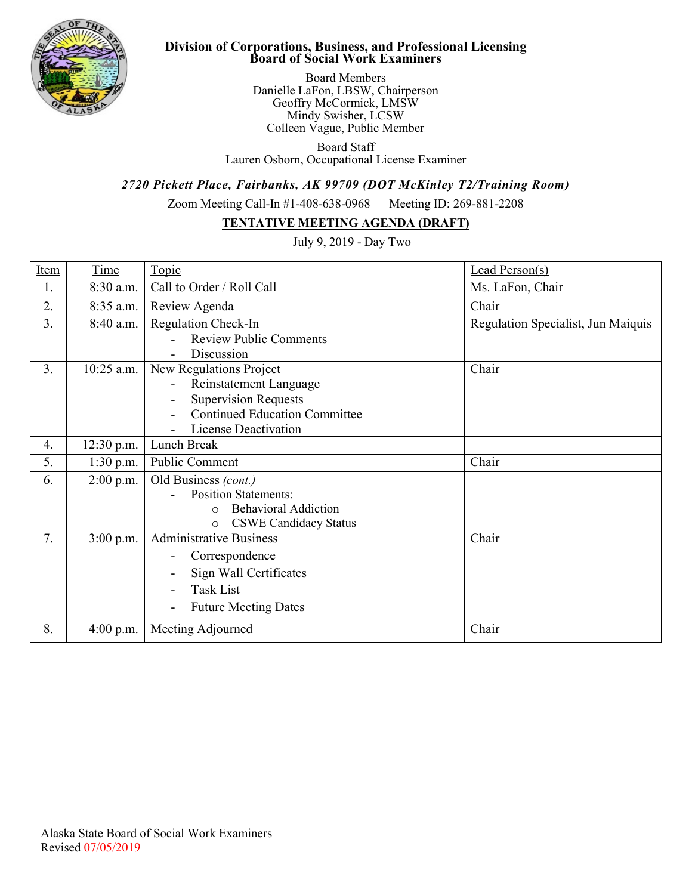**Division of Corporations, Business, and Professional Licensing**
**Board of Social Work Examiners**

Board Members
Danielle LaFon, LBSW, Chairperson
Geoffry McCormick, LMSW
Mindy Swisher, LCSW
Colleen Vague, Public Member

Board Staff
Lauren Osborn, Occupational License Examiner

***2720 Pickett Place, Fairbanks, AK 99709 (DOT McKinley T2/Training Room)***

Zoom Meeting Call-In #1-408-638-0968 Meeting ID: 269-881-2208

## TENTATIVE MEETING AGENDA (DRAFT)

July 9, 2019 - Day Two

| Item | Time | Topic | Lead Person(s) |
|---|---|---|---|
| 1. | 8:30 a.m. | Call to Order / Roll Call | Ms. LaFon, Chair |
| 2. | 8:35 a.m. | Review Agenda | Chair |
| 3. | 8:40 a.m. | Regulation Check-In<br>- Review Public Comments<br>- Discussion | Regulation Specialist, Jun Maiquis |
| 3. | 10:25 a.m. | New Regulations Project<br>- Reinstatement Language<br>- Supervision Requests<br>- Continued Education Committee<br>- License Deactivation | Chair |
| 4. | 12:30 p.m. | Lunch Break | |
| 5. | 1:30 p.m. | Public Comment | Chair |
| 6. | 2:00 p.m. | Old Business *(cont.)*<br>- Position Statements:<br>○ Behavioral Addiction<br>○ CSWE Candidacy Status | |
| 7. | 3:00 p.m. | Administrative Business<br>- Correspondence<br>- Sign Wall Certificates<br>- Task List<br>- Future Meeting Dates | Chair |
| 8. | 4:00 p.m. | Meeting Adjourned | Chair |

Alaska State Board of Social Work Examiners
Revised 07/05/2019